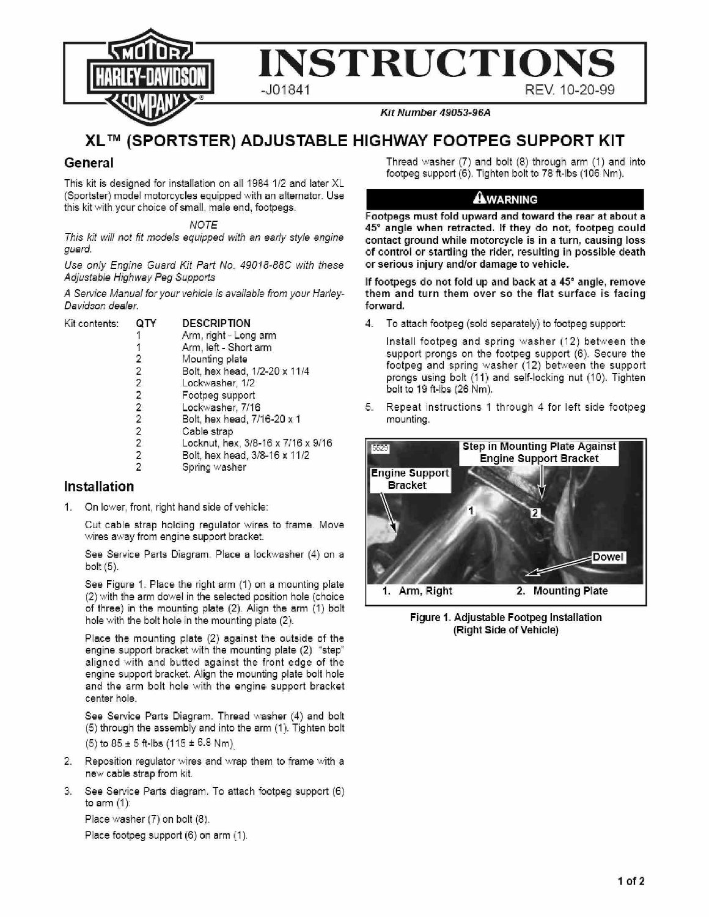# INSTRUCTIONS

-J01841 REV. 10-20-99

*Kit Number 49053-96A*

## XL™ (SPORTSTER) ADJUSTABLE HIGHWAY FOOTPEG SUPPORT KIT

## General

This kit is designed for installation on all 1984 1/2 and later XL (Sportster) model motorcycles equipped with an alternator. Use this kit with your choice of small, male end, footpegs.

*NOTE*

*This kit will not fit models equipped with an early style engine guard.*

*Use only Engine Guard Kit Part No. 49018-88C with these Adjustable Highway Peg Supports*

*A Service Manual for your vehicle is available from your Harley-Davidson dealer.*

Kit contents:

| QTY | DESCRIPTION |
|---|---|
| 1 | Arm, right - Long arm |
| 1 | Arm, left - Short arm |
| 2 | Mounting plate |
| 2 | Bolt, hex head, 1/2-20 x 11/4 |
| 2 | Lockwasher, 1/2 |
| 2 | Footpeg support |
| 2 | Lockwasher, 7/16 |
| 2 | Bolt, hex head, 7/16-20 x 1 |
| 2 | Cable strap |
| 2 | Locknut, hex, 3/8-16 x 7/16 x 9/16 |
| 2 | Bolt, hex head, 3/8-16 x 11/2 |
| 2 | Spring washer |

## Installation

1. On lower, front, right hand side of vehicle:

   Cut cable strap holding regulator wires to frame. Move wires away from engine support bracket.

   See Service Parts Diagram. Place a lockwasher (4) on a bolt (5).

   See Figure 1. Place the right arm (1) on a mounting plate (2) with the arm dowel in the selected position hole (choice of three) in the mounting plate (2). Align the arm (1) bolt hole with the bolt hole in the mounting plate (2).

   Place the mounting plate (2) against the outside of the engine support bracket with the mounting plate (2) "step" aligned with and butted against the front edge of the engine support bracket. Align the mounting plate bolt hole and the arm bolt hole with the engine support bracket center hole.

   See Service Parts Diagram. Thread washer (4) and bolt (5) through the assembly and into the arm (1). Tighten bolt (5) to 85 ± 5 ft-lbs (115 ± 6.8 Nm).

2. Reposition regulator wires and wrap them to frame with a new cable strap from kit.

3. See Service Parts diagram. To attach footpeg support (6) to arm (1):

   Place washer (7) on bolt (8).

   Place footpeg support (6) on arm (1).

   Thread washer (7) and bolt (8) through arm (1) and into footpeg support (6). Tighten bolt to 78 ft-lbs (106 Nm).

**⚠WARNING**

**Footpegs must fold upward and toward the rear at about a 45° angle when retracted. If they do not, footpeg could contact ground while motorcycle is in a turn, causing loss of control or startling the rider, resulting in possible death or serious injury and/or damage to vehicle.**

**If footpegs do not fold up and back at a 45° angle, remove them and turn them over so the flat surface is facing forward.**

4. To attach footpeg (sold separately) to footpeg support:

   Install footpeg and spring washer (12) between the support prongs on the footpeg support (6). Secure the footpeg and spring washer (12) between the support prongs using bolt (11) and self-locking nut (10). Tighten bolt to 19 ft-lbs (26 Nm).

5. Repeat instructions 1 through 4 for left side footpeg mounting.

5529

Step in Mounting Plate Against Engine Support Bracket

Engine Support Bracket

Dowel

1. Arm, Right 2. Mounting Plate

**Figure 1. Adjustable Footpeg Installation (Right Side of Vehicle)**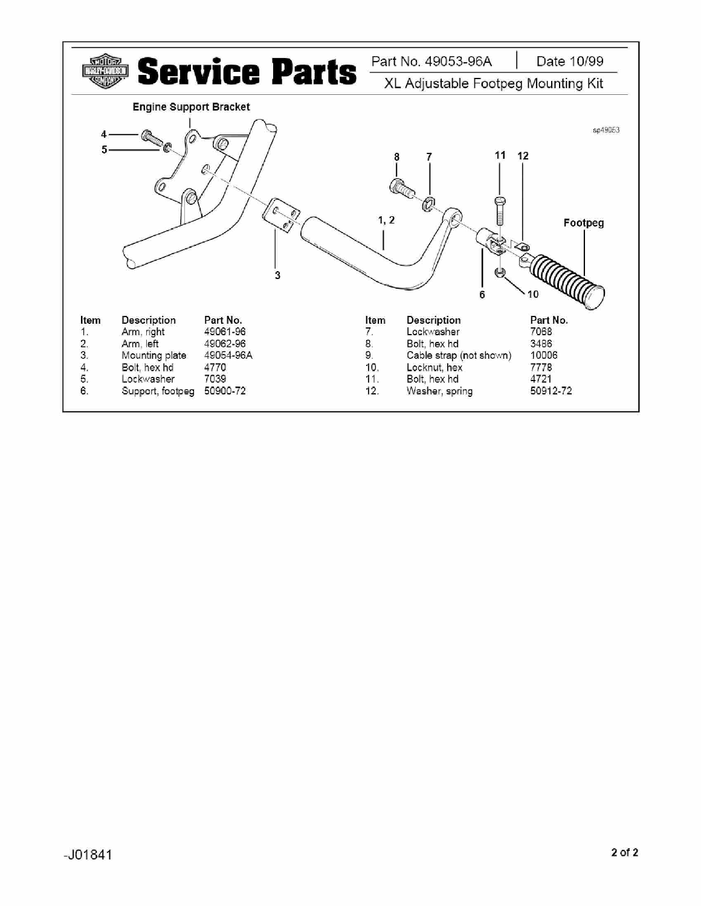# Service Parts

Part No. 49053-96A | Date 10/99

XL Adjustable Footpeg Mounting Kit

Engine Support Bracket

4
5
8
7
11
12
1, 2
Footpeg
3
6
10

sp49053

| Item | Description | Part No. | Item | Description | Part No. |
|---|---|---|---|---|---|
| 1. | Arm, right | 49061-96 | 7. | Lockwasher | 7068 |
| 2. | Arm, left | 49062-96 | 8. | Bolt, hex hd | 3486 |
| 3. | Mounting plate | 49054-96A | 9. | Cable strap (not shown) | 10006 |
| 4. | Bolt, hex hd | 4770 | 10. | Locknut, hex | 7778 |
| 5. | Lockwasher | 7039 | 11. | Bolt, hex hd | 4721 |
| 6. | Support, footpeg | 50900-72 | 12. | Washer, spring | 50912-72 |

-J01841